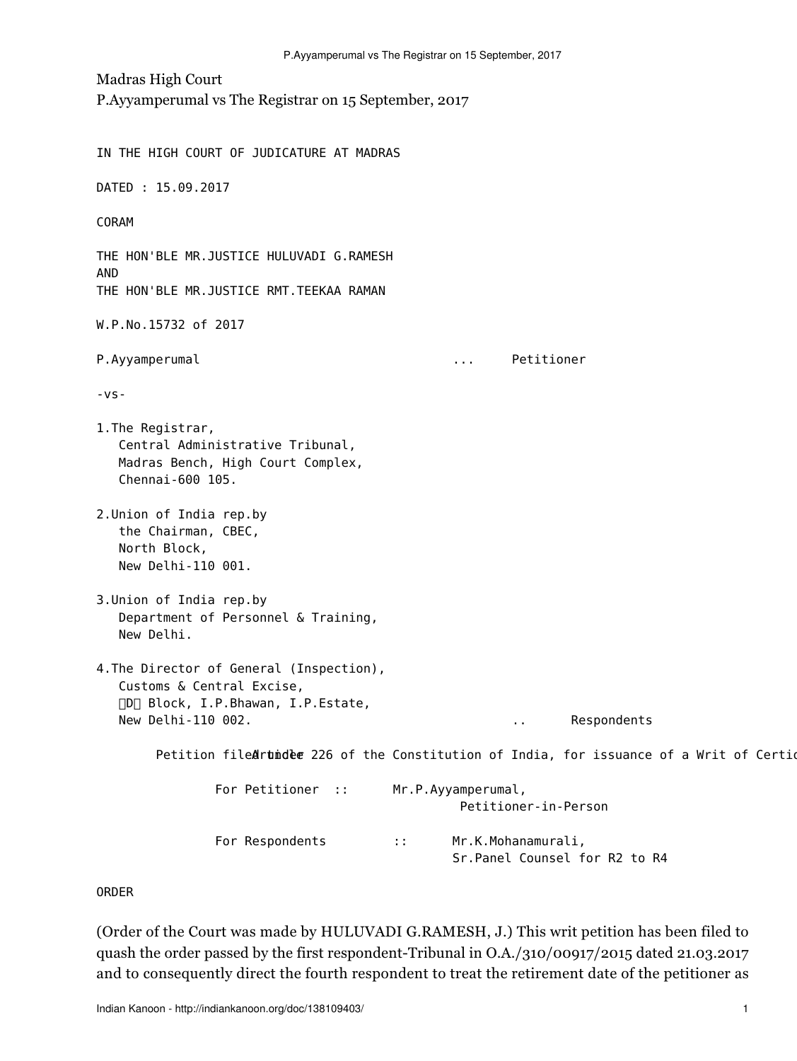Madras High Court

P.Ayyamperumal vs The Registrar on 15 September, 2017

IN THE HIGH COURT OF JUDICATURE AT MADRAS

DATED : 15.09.2017

CORAM

THE HON'BLE MR.JUSTICE HULUVADI G.RAMESH
AND
THE HON'BLE MR.JUSTICE RMT.TEEKAA RAMAN

W.P.No.15732 of 2017

P.Ayyamperumal ... Petitioner

-vs-

1.The Registrar,
Central Administrative Tribunal,
Madras Bench, High Court Complex,
Chennai-600 105.

2.Union of India rep.by
the Chairman, CBEC,
North Block,
New Delhi-110 001.

3.Union of India rep.by
Department of Personnel & Training,
New Delhi.

4.The Director of General (Inspection),
Customs & Central Excise,
D Block, I.P.Bhawan, I.P.Estate,
New Delhi-110 002. .. Respondents

Petition filed under Article 226 of the Constitution of India, for issuance of a Writ of Certio

For Petitioner :: Mr.P.Ayyamperumal,
Petitioner-in-Person

For Respondents :: Mr.K.Mohanamurali,
Sr.Panel Counsel for R2 to R4

ORDER

(Order of the Court was made by HULUVADI G.RAMESH, J.) This writ petition has been filed to quash the order passed by the first respondent-Tribunal in O.A./310/00917/2015 dated 21.03.2017 and to consequently direct the fourth respondent to treat the retirement date of the petitioner as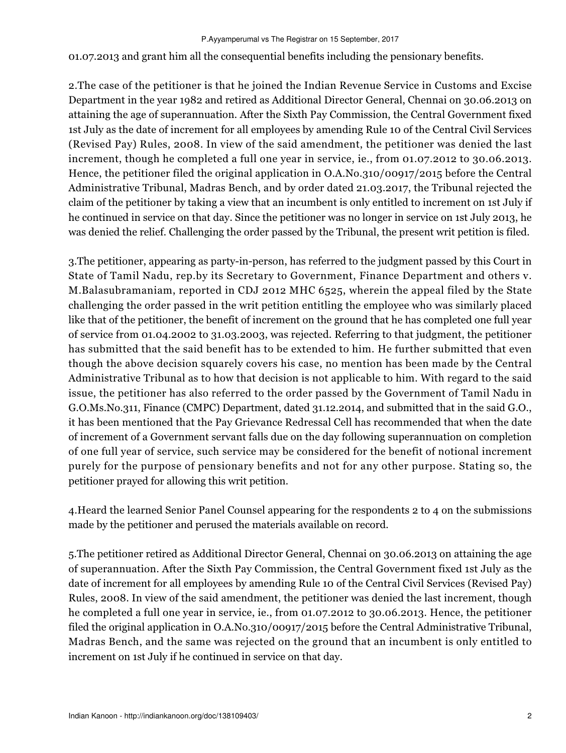01.07.2013 and grant him all the consequential benefits including the pensionary benefits.

2.The case of the petitioner is that he joined the Indian Revenue Service in Customs and Excise Department in the year 1982 and retired as Additional Director General, Chennai on 30.06.2013 on attaining the age of superannuation. After the Sixth Pay Commission, the Central Government fixed 1st July as the date of increment for all employees by amending Rule 10 of the Central Civil Services (Revised Pay) Rules, 2008. In view of the said amendment, the petitioner was denied the last increment, though he completed a full one year in service, ie., from 01.07.2012 to 30.06.2013. Hence, the petitioner filed the original application in O.A.No.310/00917/2015 before the Central Administrative Tribunal, Madras Bench, and by order dated 21.03.2017, the Tribunal rejected the claim of the petitioner by taking a view that an incumbent is only entitled to increment on 1st July if he continued in service on that day. Since the petitioner was no longer in service on 1st July 2013, he was denied the relief. Challenging the order passed by the Tribunal, the present writ petition is filed.

3.The petitioner, appearing as party-in-person, has referred to the judgment passed by this Court in State of Tamil Nadu, rep.by its Secretary to Government, Finance Department and others v. M.Balasubramaniam, reported in CDJ 2012 MHC 6525, wherein the appeal filed by the State challenging the order passed in the writ petition entitling the employee who was similarly placed like that of the petitioner, the benefit of increment on the ground that he has completed one full year of service from 01.04.2002 to 31.03.2003, was rejected. Referring to that judgment, the petitioner has submitted that the said benefit has to be extended to him. He further submitted that even though the above decision squarely covers his case, no mention has been made by the Central Administrative Tribunal as to how that decision is not applicable to him. With regard to the said issue, the petitioner has also referred to the order passed by the Government of Tamil Nadu in G.O.Ms.No.311, Finance (CMPC) Department, dated 31.12.2014, and submitted that in the said G.O., it has been mentioned that the Pay Grievance Redressal Cell has recommended that when the date of increment of a Government servant falls due on the day following superannuation on completion of one full year of service, such service may be considered for the benefit of notional increment purely for the purpose of pensionary benefits and not for any other purpose. Stating so, the petitioner prayed for allowing this writ petition.

4.Heard the learned Senior Panel Counsel appearing for the respondents 2 to 4 on the submissions made by the petitioner and perused the materials available on record.

5.The petitioner retired as Additional Director General, Chennai on 30.06.2013 on attaining the age of superannuation. After the Sixth Pay Commission, the Central Government fixed 1st July as the date of increment for all employees by amending Rule 10 of the Central Civil Services (Revised Pay) Rules, 2008. In view of the said amendment, the petitioner was denied the last increment, though he completed a full one year in service, ie., from 01.07.2012 to 30.06.2013. Hence, the petitioner filed the original application in O.A.No.310/00917/2015 before the Central Administrative Tribunal, Madras Bench, and the same was rejected on the ground that an incumbent is only entitled to increment on 1st July if he continued in service on that day.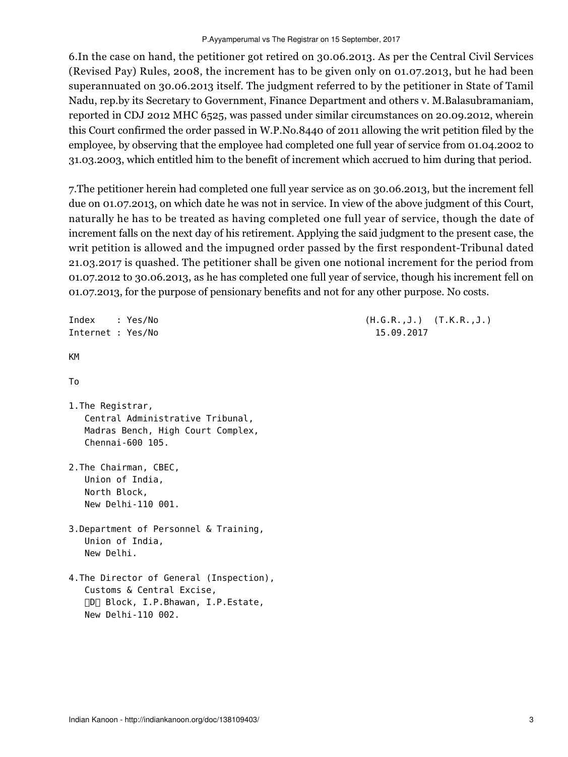6.In the case on hand, the petitioner got retired on 30.06.2013. As per the Central Civil Services (Revised Pay) Rules, 2008, the increment has to be given only on 01.07.2013, but he had been superannuated on 30.06.2013 itself. The judgment referred to by the petitioner in State of Tamil Nadu, rep.by its Secretary to Government, Finance Department and others v. M.Balasubramaniam, reported in CDJ 2012 MHC 6525, was passed under similar circumstances on 20.09.2012, wherein this Court confirmed the order passed in W.P.No.8440 of 2011 allowing the writ petition filed by the employee, by observing that the employee had completed one full year of service from 01.04.2002 to 31.03.2003, which entitled him to the benefit of increment which accrued to him during that period.

7.The petitioner herein had completed one full year service as on 30.06.2013, but the increment fell due on 01.07.2013, on which date he was not in service. In view of the above judgment of this Court, naturally he has to be treated as having completed one full year of service, though the date of increment falls on the next day of his retirement. Applying the said judgment to the present case, the writ petition is allowed and the impugned order passed by the first respondent-Tribunal dated 21.03.2017 is quashed. The petitioner shall be given one notional increment for the period from 01.07.2012 to 30.06.2013, as he has completed one full year of service, though his increment fell on 01.07.2013, for the purpose of pensionary benefits and not for any other purpose. No costs.

```
Index    : Yes/No                                   (H.G.R.,J.)  (T.K.R.,J.)
Internet : Yes/No                                     15.09.2017

KM

To

1.The Registrar,
   Central Administrative Tribunal,
   Madras Bench, High Court Complex,
   Chennai-600 105.

2.The Chairman, CBEC,
   Union of India,
   North Block,
   New Delhi-110 001.

3.Department of Personnel & Training,
   Union of India,
   New Delhi.

4.The Director of General (Inspection),
   Customs & Central Excise,
   D Block, I.P.Bhawan, I.P.Estate,
   New Delhi-110 002.
```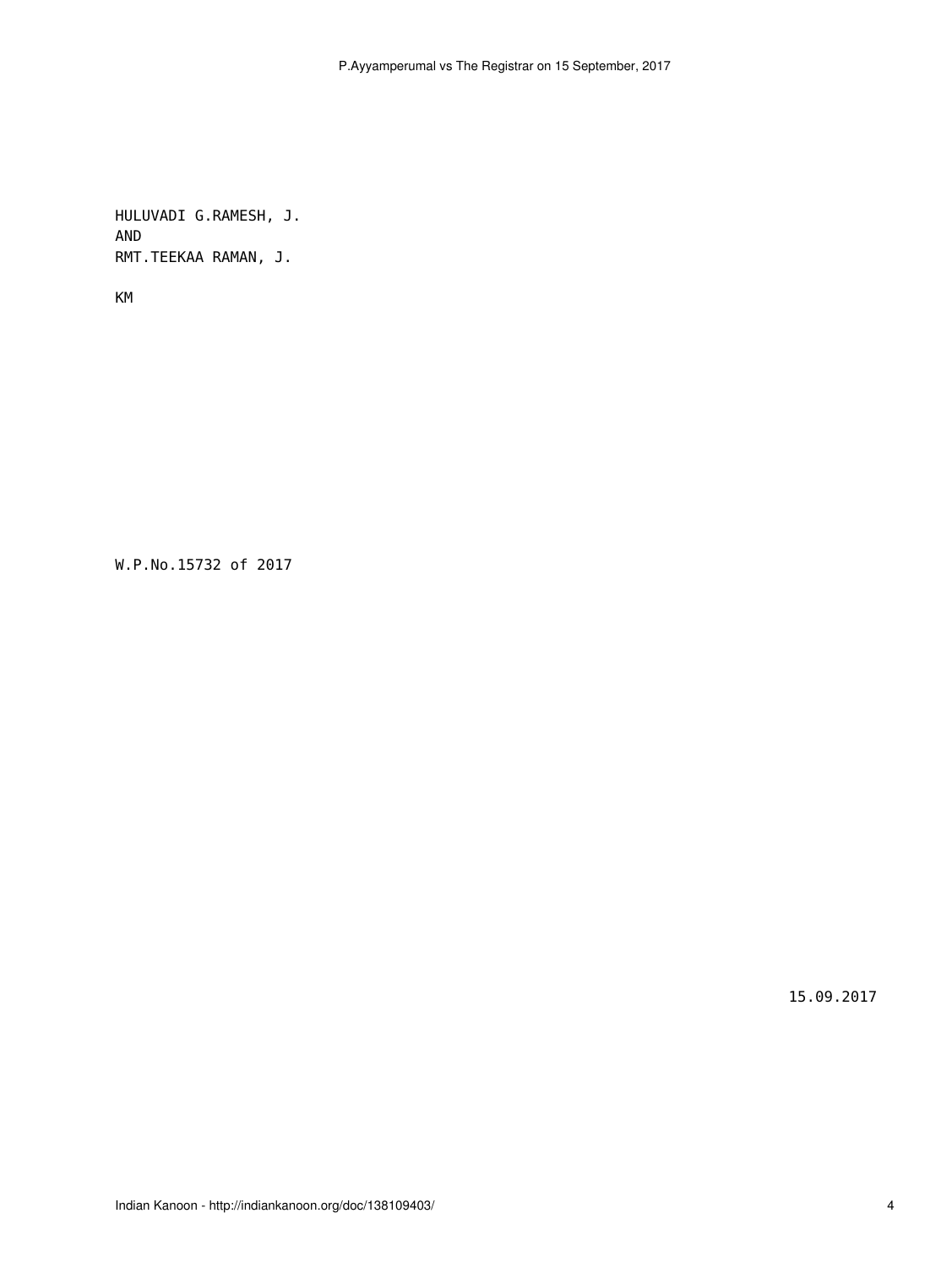HULUVADI G.RAMESH, J.
AND
RMT.TEEKAA RAMAN, J.

KM

W.P.No.15732 of 2017

15.09.2017